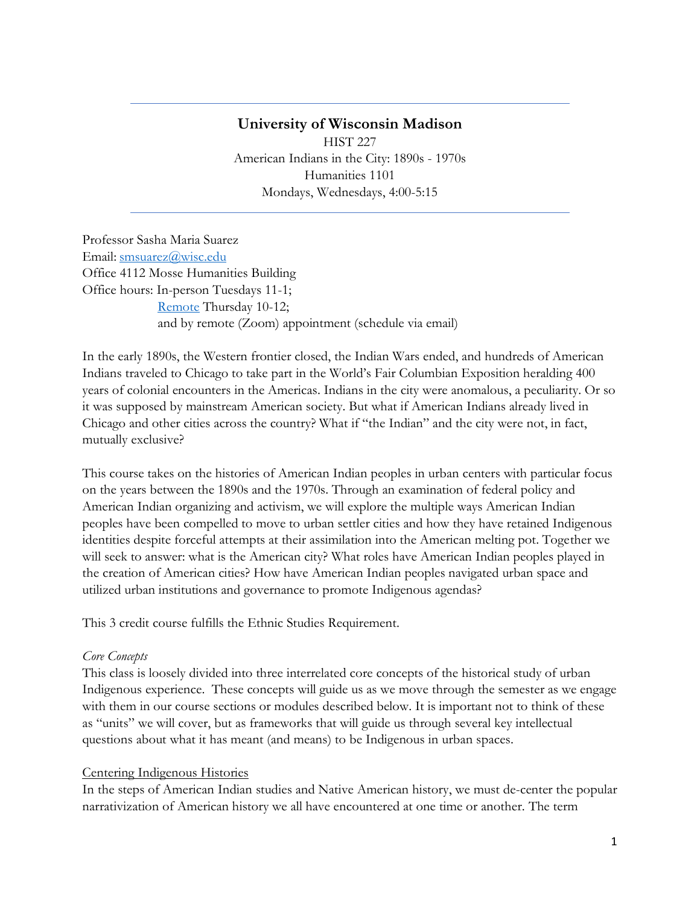# University of Wisconsin Madison

HIST 227
American Indians in the City: 1890s - 1970s
Humanities 1101
Mondays, Wednesdays, 4:00-5:15

Professor Sasha Maria Suarez
Email: smsuarez@wisc.edu
Office 4112 Mosse Humanities Building
Office hours: In-person Tuesdays 11-1;
Remote Thursday 10-12;
and by remote (Zoom) appointment (schedule via email)

In the early 1890s, the Western frontier closed, the Indian Wars ended, and hundreds of American Indians traveled to Chicago to take part in the World's Fair Columbian Exposition heralding 400 years of colonial encounters in the Americas. Indians in the city were anomalous, a peculiarity. Or so it was supposed by mainstream American society. But what if American Indians already lived in Chicago and other cities across the country? What if "the Indian" and the city were not, in fact, mutually exclusive?

This course takes on the histories of American Indian peoples in urban centers with particular focus on the years between the 1890s and the 1970s. Through an examination of federal policy and American Indian organizing and activism, we will explore the multiple ways American Indian peoples have been compelled to move to urban settler cities and how they have retained Indigenous identities despite forceful attempts at their assimilation into the American melting pot. Together we will seek to answer: what is the American city? What roles have American Indian peoples played in the creation of American cities? How have American Indian peoples navigated urban space and utilized urban institutions and governance to promote Indigenous agendas?

This 3 credit course fulfills the Ethnic Studies Requirement.

*Core Concepts*

This class is loosely divided into three interrelated core concepts of the historical study of urban Indigenous experience. These concepts will guide us as we move through the semester as we engage with them in our course sections or modules described below. It is important not to think of these as "units" we will cover, but as frameworks that will guide us through several key intellectual questions about what it has meant (and means) to be Indigenous in urban spaces.

<u>Centering Indigenous Histories</u>

In the steps of American Indian studies and Native American history, we must de-center the popular narrativization of American history we all have encountered at one time or another. The term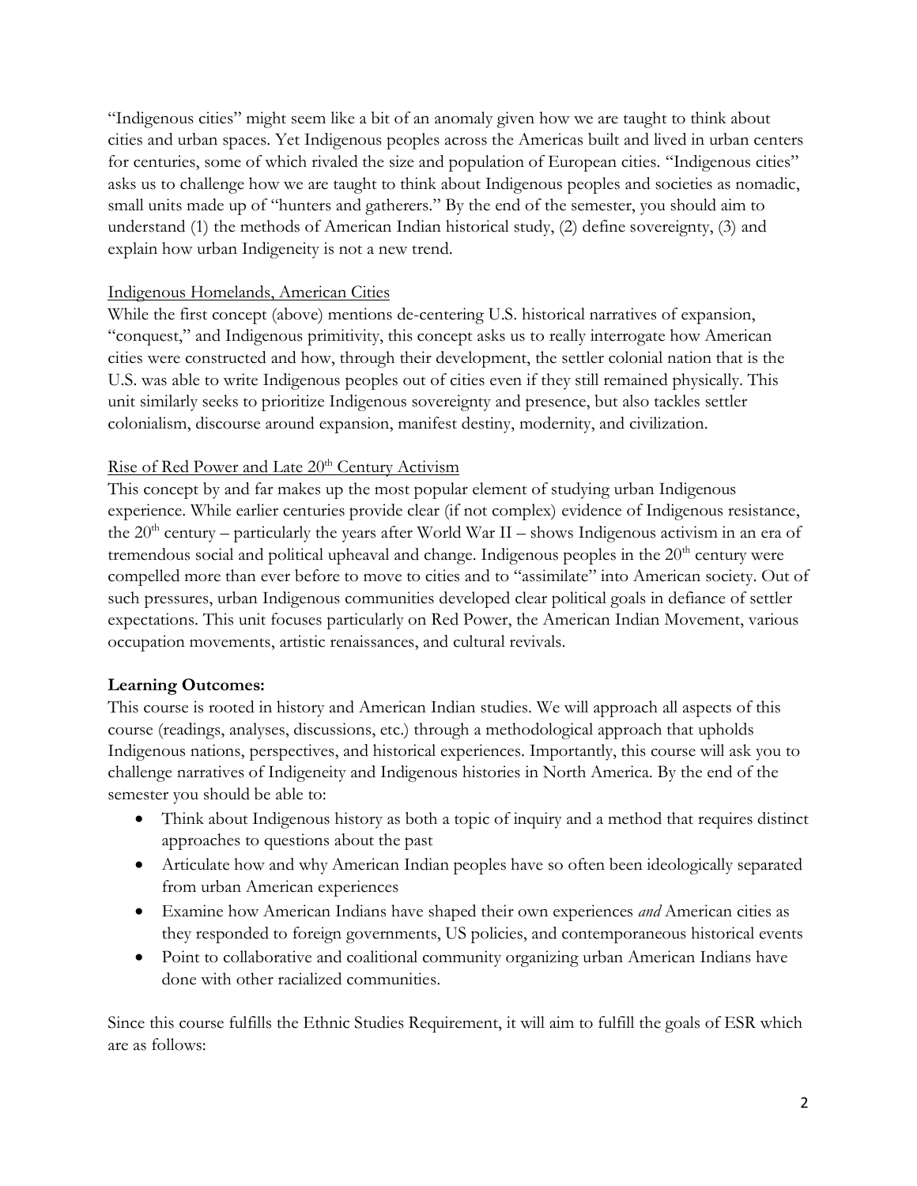"Indigenous cities" might seem like a bit of an anomaly given how we are taught to think about cities and urban spaces. Yet Indigenous peoples across the Americas built and lived in urban centers for centuries, some of which rivaled the size and population of European cities. "Indigenous cities" asks us to challenge how we are taught to think about Indigenous peoples and societies as nomadic, small units made up of "hunters and gatherers." By the end of the semester, you should aim to understand (1) the methods of American Indian historical study, (2) define sovereignty, (3) and explain how urban Indigeneity is not a new trend.

<u>Indigenous Homelands, American Cities</u>

While the first concept (above) mentions de-centering U.S. historical narratives of expansion, "conquest," and Indigenous primitivity, this concept asks us to really interrogate how American cities were constructed and how, through their development, the settler colonial nation that is the U.S. was able to write Indigenous peoples out of cities even if they still remained physically. This unit similarly seeks to prioritize Indigenous sovereignty and presence, but also tackles settler colonialism, discourse around expansion, manifest destiny, modernity, and civilization.

<u>Rise of Red Power and Late 20th Century Activism</u>

This concept by and far makes up the most popular element of studying urban Indigenous experience. While earlier centuries provide clear (if not complex) evidence of Indigenous resistance, the 20th century – particularly the years after World War II – shows Indigenous activism in an era of tremendous social and political upheaval and change. Indigenous peoples in the 20th century were compelled more than ever before to move to cities and to "assimilate" into American society. Out of such pressures, urban Indigenous communities developed clear political goals in defiance of settler expectations. This unit focuses particularly on Red Power, the American Indian Movement, various occupation movements, artistic renaissances, and cultural revivals.

**Learning Outcomes:**

This course is rooted in history and American Indian studies. We will approach all aspects of this course (readings, analyses, discussions, etc.) through a methodological approach that upholds Indigenous nations, perspectives, and historical experiences. Importantly, this course will ask you to challenge narratives of Indigeneity and Indigenous histories in North America. By the end of the semester you should be able to:

- Think about Indigenous history as both a topic of inquiry and a method that requires distinct approaches to questions about the past
- Articulate how and why American Indian peoples have so often been ideologically separated from urban American experiences
- Examine how American Indians have shaped their own experiences *and* American cities as they responded to foreign governments, US policies, and contemporaneous historical events
- Point to collaborative and coalitional community organizing urban American Indians have done with other racialized communities.

Since this course fulfills the Ethnic Studies Requirement, it will aim to fulfill the goals of ESR which are as follows: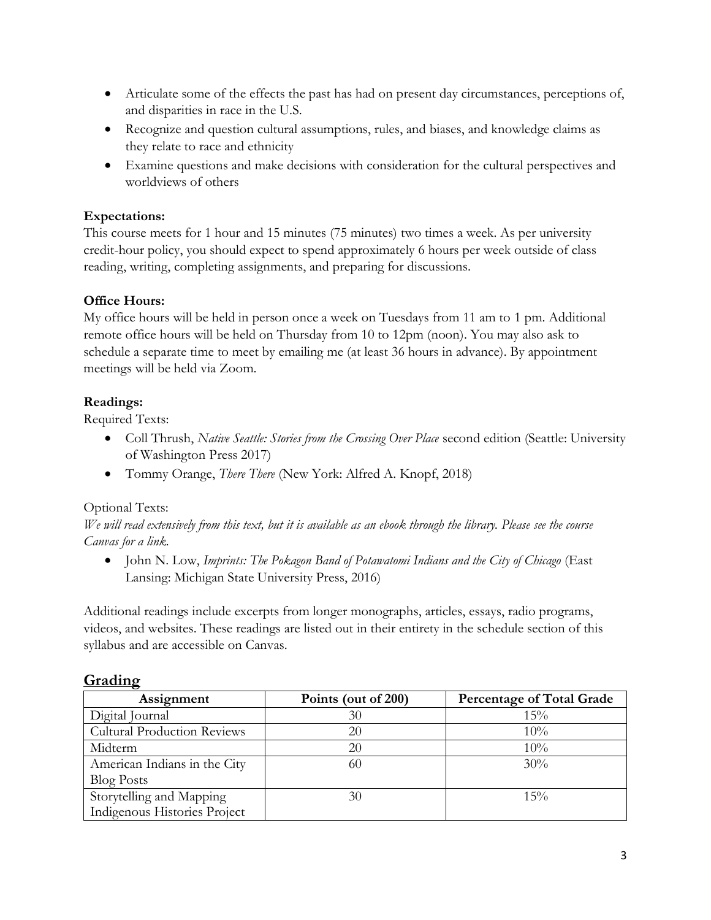- Articulate some of the effects the past has had on present day circumstances, perceptions of, and disparities in race in the U.S.
- Recognize and question cultural assumptions, rules, and biases, and knowledge claims as they relate to race and ethnicity
- Examine questions and make decisions with consideration for the cultural perspectives and worldviews of others

**Expectations:**

This course meets for 1 hour and 15 minutes (75 minutes) two times a week. As per university credit-hour policy, you should expect to spend approximately 6 hours per week outside of class reading, writing, completing assignments, and preparing for discussions.

**Office Hours:**

My office hours will be held in person once a week on Tuesdays from 11 am to 1 pm. Additional remote office hours will be held on Thursday from 10 to 12pm (noon). You may also ask to schedule a separate time to meet by emailing me (at least 36 hours in advance). By appointment meetings will be held via Zoom.

**Readings:**

Required Texts:

- Coll Thrush, *Native Seattle: Stories from the Crossing Over Place* second edition (Seattle: University of Washington Press 2017)
- Tommy Orange, *There There* (New York: Alfred A. Knopf, 2018)

Optional Texts:

*We will read extensively from this text, but it is available as an ebook through the library. Please see the course Canvas for a link.*

- John N. Low, *Imprints: The Pokagon Band of Potawatomi Indians and the City of Chicago* (East Lansing: Michigan State University Press, 2016)

Additional readings include excerpts from longer monographs, articles, essays, radio programs, videos, and websites. These readings are listed out in their entirety in the schedule section of this syllabus and are accessible on Canvas.

## Grading

| Assignment | Points (out of 200) | Percentage of Total Grade |
|---|---|---|
| Digital Journal | 30 | 15% |
| Cultural Production Reviews | 20 | 10% |
| Midterm | 20 | 10% |
| American Indians in the City Blog Posts | 60 | 30% |
| Storytelling and Mapping Indigenous Histories Project | 30 | 15% |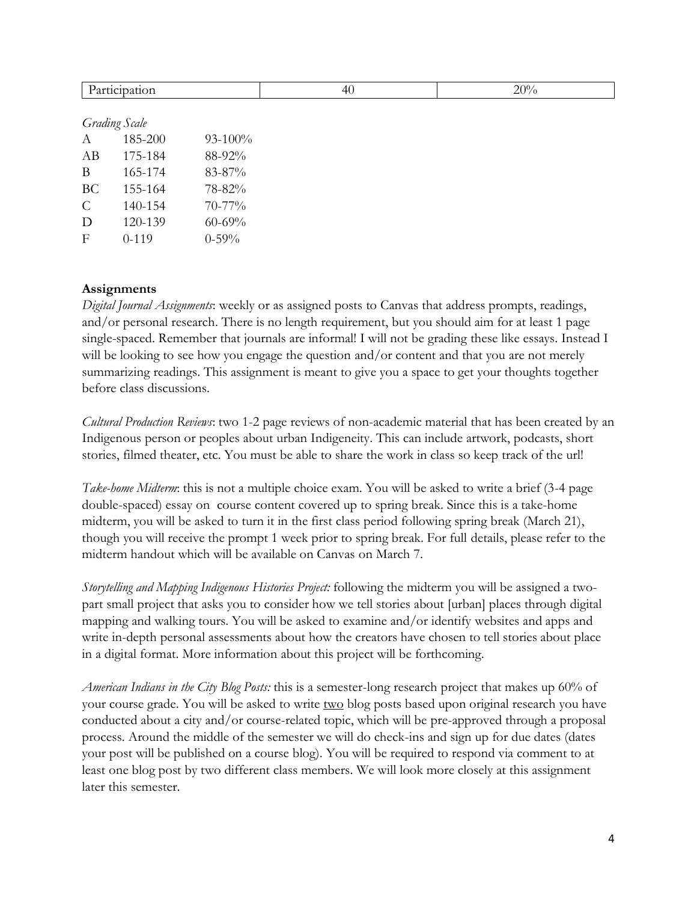| Participation | 40 | 20% |
|---|---|---|

*Grading Scale*

| | | |
|---|---|---|
| A | 185-200 | 93-100% |
| AB | 175-184 | 88-92% |
| B | 165-174 | 83-87% |
| BC | 155-164 | 78-82% |
| C | 140-154 | 70-77% |
| D | 120-139 | 60-69% |
| F | 0-119 | 0-59% |

**Assignments**

*Digital Journal Assignments*: weekly or as assigned posts to Canvas that address prompts, readings, and/or personal research. There is no length requirement, but you should aim for at least 1 page single-spaced. Remember that journals are informal! I will not be grading these like essays. Instead I will be looking to see how you engage the question and/or content and that you are not merely summarizing readings. This assignment is meant to give you a space to get your thoughts together before class discussions.

*Cultural Production Reviews*: two 1-2 page reviews of non-academic material that has been created by an Indigenous person or peoples about urban Indigeneity. This can include artwork, podcasts, short stories, filmed theater, etc. You must be able to share the work in class so keep track of the url!

*Take-home Midterm*: this is not a multiple choice exam. You will be asked to write a brief (3-4 page double-spaced) essay on course content covered up to spring break. Since this is a take-home midterm, you will be asked to turn it in the first class period following spring break (March 21), though you will receive the prompt 1 week prior to spring break. For full details, please refer to the midterm handout which will be available on Canvas on March 7.

*Storytelling and Mapping Indigenous Histories Project:* following the midterm you will be assigned a two-part small project that asks you to consider how we tell stories about [urban] places through digital mapping and walking tours. You will be asked to examine and/or identify websites and apps and write in-depth personal assessments about how the creators have chosen to tell stories about place in a digital format. More information about this project will be forthcoming.

*American Indians in the City Blog Posts:* this is a semester-long research project that makes up 60% of your course grade. You will be asked to write <u>two</u> blog posts based upon original research you have conducted about a city and/or course-related topic, which will be pre-approved through a proposal process. Around the middle of the semester we will do check-ins and sign up for due dates (dates your post will be published on a course blog). You will be required to respond via comment to at least one blog post by two different class members. We will look more closely at this assignment later this semester.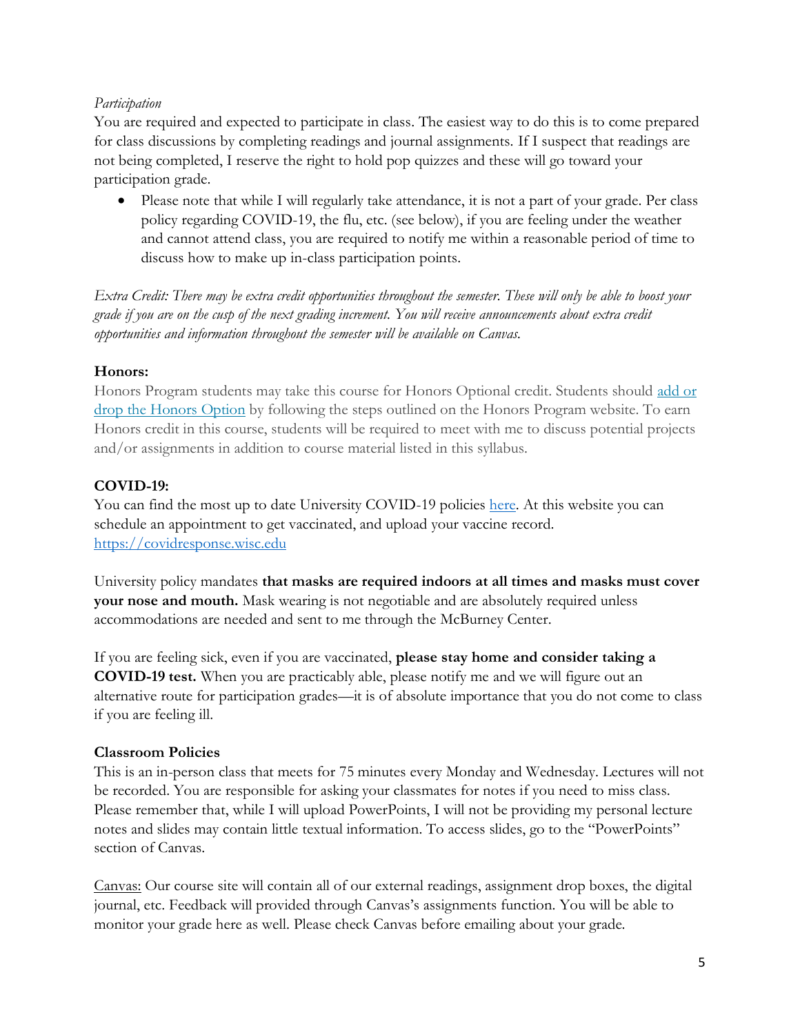*Participation*

You are required and expected to participate in class. The easiest way to do this is to come prepared for class discussions by completing readings and journal assignments. If I suspect that readings are not being completed, I reserve the right to hold pop quizzes and these will go toward your participation grade.

- Please note that while I will regularly take attendance, it is not a part of your grade. Per class policy regarding COVID-19, the flu, etc. (see below), if you are feeling under the weather and cannot attend class, you are required to notify me within a reasonable period of time to discuss how to make up in-class participation points.

*Extra Credit: There may be extra credit opportunities throughout the semester. These will only be able to boost your grade if you are on the cusp of the next grading increment. You will receive announcements about extra credit opportunities and information throughout the semester will be available on Canvas.*

**Honors:**

Honors Program students may take this course for Honors Optional credit. Students should [add or drop the Honors Option]() by following the steps outlined on the Honors Program website. To earn Honors credit in this course, students will be required to meet with me to discuss potential projects and/or assignments in addition to course material listed in this syllabus.

**COVID-19:**

You can find the most up to date University COVID-19 policies [here](https://covidresponse.wisc.edu). At this website you can schedule an appointment to get vaccinated, and upload your vaccine record.
https://covidresponse.wisc.edu

University policy mandates **that masks are required indoors at all times and masks must cover your nose and mouth.** Mask wearing is not negotiable and are absolutely required unless accommodations are needed and sent to me through the McBurney Center.

If you are feeling sick, even if you are vaccinated, **please stay home and consider taking a COVID-19 test.** When you are practicably able, please notify me and we will figure out an alternative route for participation grades—it is of absolute importance that you do not come to class if you are feeling ill.

**Classroom Policies**

This is an in-person class that meets for 75 minutes every Monday and Wednesday. Lectures will not be recorded. You are responsible for asking your classmates for notes if you need to miss class. Please remember that, while I will upload PowerPoints, I will not be providing my personal lecture notes and slides may contain little textual information. To access slides, go to the "PowerPoints" section of Canvas.

<u>Canvas:</u> Our course site will contain all of our external readings, assignment drop boxes, the digital journal, etc. Feedback will provided through Canvas's assignments function. You will be able to monitor your grade here as well. Please check Canvas before emailing about your grade.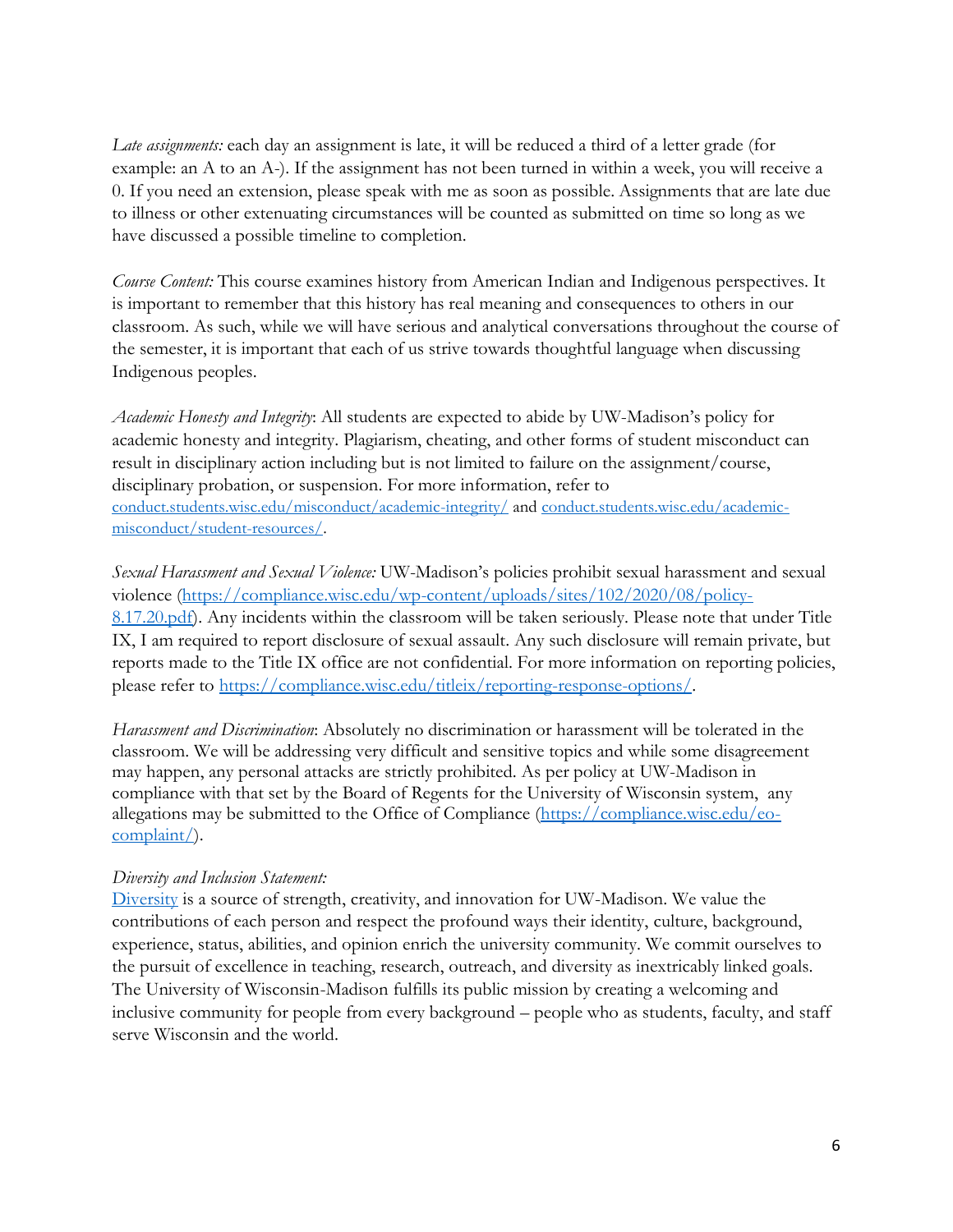*Late assignments:* each day an assignment is late, it will be reduced a third of a letter grade (for example: an A to an A-). If the assignment has not been turned in within a week, you will receive a 0. If you need an extension, please speak with me as soon as possible. Assignments that are late due to illness or other extenuating circumstances will be counted as submitted on time so long as we have discussed a possible timeline to completion.

*Course Content:* This course examines history from American Indian and Indigenous perspectives. It is important to remember that this history has real meaning and consequences to others in our classroom. As such, while we will have serious and analytical conversations throughout the course of the semester, it is important that each of us strive towards thoughtful language when discussing Indigenous peoples.

*Academic Honesty and Integrity*: All students are expected to abide by UW-Madison's policy for academic honesty and integrity. Plagiarism, cheating, and other forms of student misconduct can result in disciplinary action including but is not limited to failure on the assignment/course, disciplinary probation, or suspension. For more information, refer to [conduct.students.wisc.edu/misconduct/academic-integrity/](conduct.students.wisc.edu/misconduct/academic-integrity/) and [conduct.students.wisc.edu/academic-misconduct/student-resources/](conduct.students.wisc.edu/academic-misconduct/student-resources/).

*Sexual Harassment and Sexual Violence:* UW-Madison's policies prohibit sexual harassment and sexual violence ([https://compliance.wisc.edu/wp-content/uploads/sites/102/2020/08/policy-8.17.20.pdf](https://compliance.wisc.edu/wp-content/uploads/sites/102/2020/08/policy-8.17.20.pdf)). Any incidents within the classroom will be taken seriously. Please note that under Title IX, I am required to report disclosure of sexual assault. Any such disclosure will remain private, but reports made to the Title IX office are not confidential. For more information on reporting policies, please refer to [https://compliance.wisc.edu/titleix/reporting-response-options/](https://compliance.wisc.edu/titleix/reporting-response-options/).

*Harassment and Discrimination*: Absolutely no discrimination or harassment will be tolerated in the classroom. We will be addressing very difficult and sensitive topics and while some disagreement may happen, any personal attacks are strictly prohibited. As per policy at UW-Madison in compliance with that set by the Board of Regents for the University of Wisconsin system, any allegations may be submitted to the Office of Compliance ([https://compliance.wisc.edu/eo-complaint/](https://compliance.wisc.edu/eo-complaint/)).

*Diversity and Inclusion Statement:*

Diversity is a source of strength, creativity, and innovation for UW-Madison. We value the contributions of each person and respect the profound ways their identity, culture, background, experience, status, abilities, and opinion enrich the university community. We commit ourselves to the pursuit of excellence in teaching, research, outreach, and diversity as inextricably linked goals. The University of Wisconsin-Madison fulfills its public mission by creating a welcoming and inclusive community for people from every background – people who as students, faculty, and staff serve Wisconsin and the world.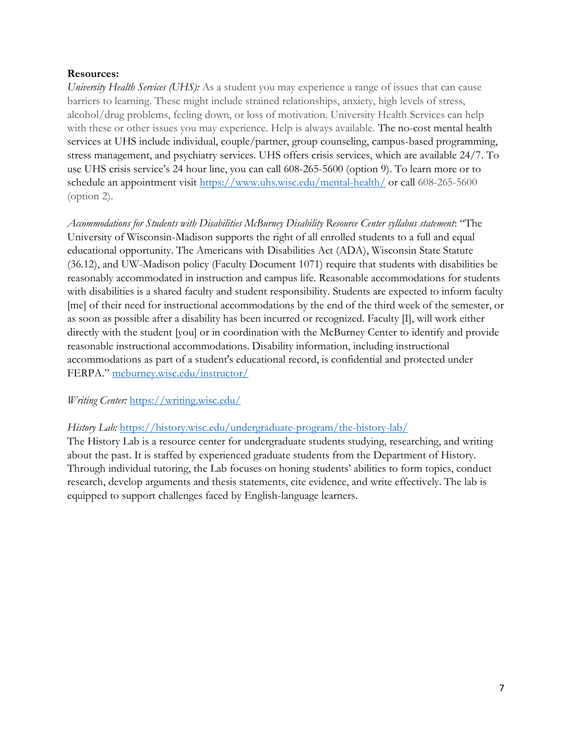**Resources:**

*University Health Services (UHS):* As a student you may experience a range of issues that can cause barriers to learning. These might include strained relationships, anxiety, high levels of stress, alcohol/drug problems, feeling down, or loss of motivation. University Health Services can help with these or other issues you may experience. Help is always available. The no-cost mental health services at UHS include individual, couple/partner, group counseling, campus-based programming, stress management, and psychiatry services. UHS offers crisis services, which are available 24/7. To use UHS crisis service's 24 hour line, you can call 608-265-5600 (option 9). To learn more or to schedule an appointment visit https://www.uhs.wisc.edu/mental-health/ or call 608-265-5600 (option 2).

*Accommodations for Students with Disabilities McBurney Disability Resource Center syllabus statement*: "The University of Wisconsin-Madison supports the right of all enrolled students to a full and equal educational opportunity. The Americans with Disabilities Act (ADA), Wisconsin State Statute (36.12), and UW-Madison policy (Faculty Document 1071) require that students with disabilities be reasonably accommodated in instruction and campus life. Reasonable accommodations for students with disabilities is a shared faculty and student responsibility. Students are expected to inform faculty [me] of their need for instructional accommodations by the end of the third week of the semester, or as soon as possible after a disability has been incurred or recognized. Faculty [I], will work either directly with the student [you] or in coordination with the McBurney Center to identify and provide reasonable instructional accommodations. Disability information, including instructional accommodations as part of a student's educational record, is confidential and protected under FERPA." mcburney.wisc.edu/instructor/

*Writing Center:* https://writing.wisc.edu/

*History Lab:* https://history.wisc.edu/undergraduate-program/the-history-lab/
The History Lab is a resource center for undergraduate students studying, researching, and writing about the past. It is staffed by experienced graduate students from the Department of History. Through individual tutoring, the Lab focuses on honing students' abilities to form topics, conduct research, develop arguments and thesis statements, cite evidence, and write effectively. The lab is equipped to support challenges faced by English-language learners.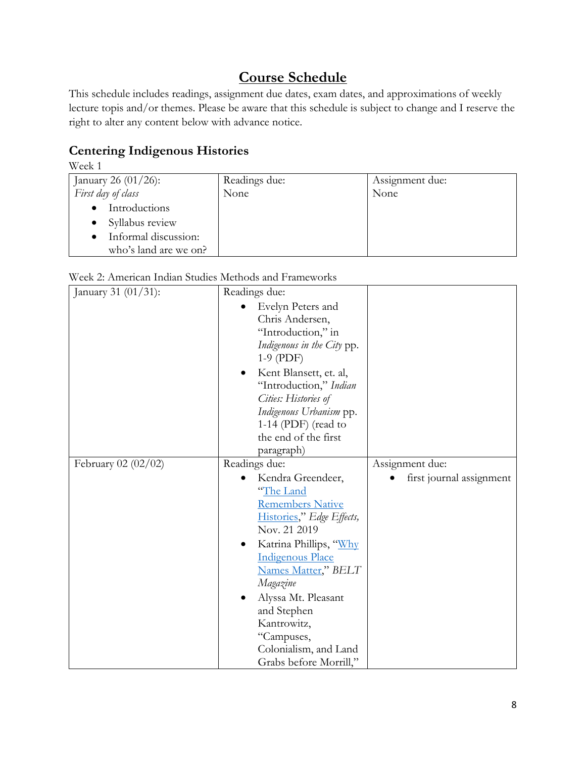# Course Schedule

This schedule includes readings, assignment due dates, exam dates, and approximations of weekly lecture topis and/or themes. Please be aware that this schedule is subject to change and I reserve the right to alter any content below with advance notice.

## Centering Indigenous Histories

Week 1

| January 26 (01/26): *First day of class* <br>• Introductions <br>• Syllabus review <br>• Informal discussion: who's land are we on? | Readings due: <br>None | Assignment due: <br>None |
|---|---|---|

Week 2: American Indian Studies Methods and Frameworks

| January 31 (01/31): | Readings due: <br>• Evelyn Peters and Chris Andersen, "Introduction," in *Indigenous in the City* pp. 1-9 (PDF) <br>• Kent Blansett, et. al, "Introduction," *Indian Cities: Histories of Indigenous Urbanism* pp. 1-14 (PDF) (read to the end of the first paragraph) | |
|---|---|---|
| February 02 (02/02) | Readings due: <br>• Kendra Greendeer, "[The Land Remembers Native Histories]()," *Edge Effects,* Nov. 21 2019 <br>• Katrina Phillips, "[Why Indigenous Place Names Matter]()," *BELT Magazine* <br>• Alyssa Mt. Pleasant and Stephen Kantrowitz, "Campuses, Colonialism, and Land Grabs before Morrill," | Assignment due: <br>• first journal assignment |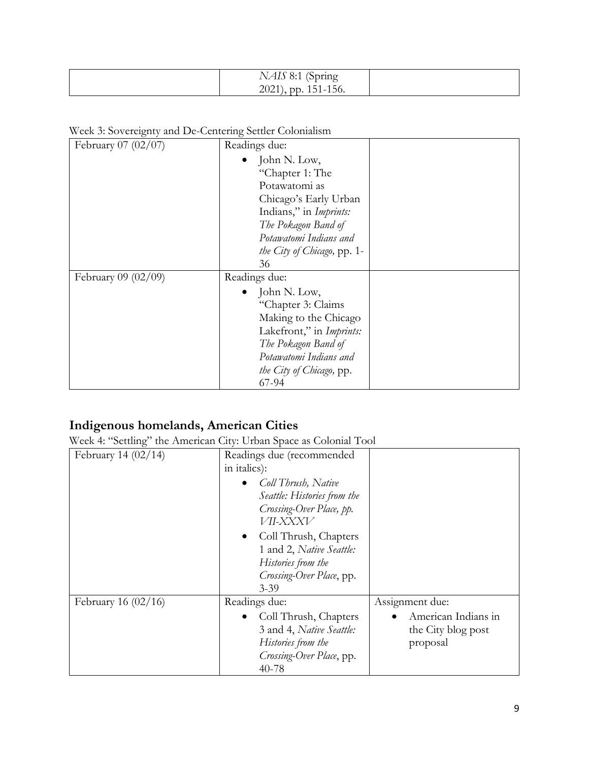| | *NAIS* 8:1 (Spring 2021), pp. 151-156. | |
|---|---|---|

Week 3: Sovereignty and De-Centering Settler Colonialism

| | | |
|---|---|---|
| February 07 (02/07) | Readings due:<br>• John N. Low, "Chapter 1: The Potawatomi as Chicago's Early Urban Indians," in *Imprints: The Pokagon Band of Potawatomi Indians and the City of Chicago,* pp. 1-36 | |
| February 09 (02/09) | Readings due:<br>• John N. Low, "Chapter 3: Claims Making to the Chicago Lakefront," in *Imprints: The Pokagon Band of Potawatomi Indians and the City of Chicago,* pp. 67-94 | |

## Indigenous homelands, American Cities

Week 4: "Settling" the American City: Urban Space as Colonial Tool

| | | |
|---|---|---|
| February 14 (02/14) | Readings due (recommended in italics):<br>• *Coll Thrush, Native Seattle: Histories from the Crossing-Over Place, pp. VII-XXXV*<br>• Coll Thrush, Chapters 1 and 2, *Native Seattle: Histories from the Crossing-Over Place*, pp. 3-39 | |
| February 16 (02/16) | Readings due:<br>• Coll Thrush, Chapters 3 and 4, *Native Seattle: Histories from the Crossing-Over Place*, pp. 40-78 | Assignment due:<br>• American Indians in the City blog post proposal |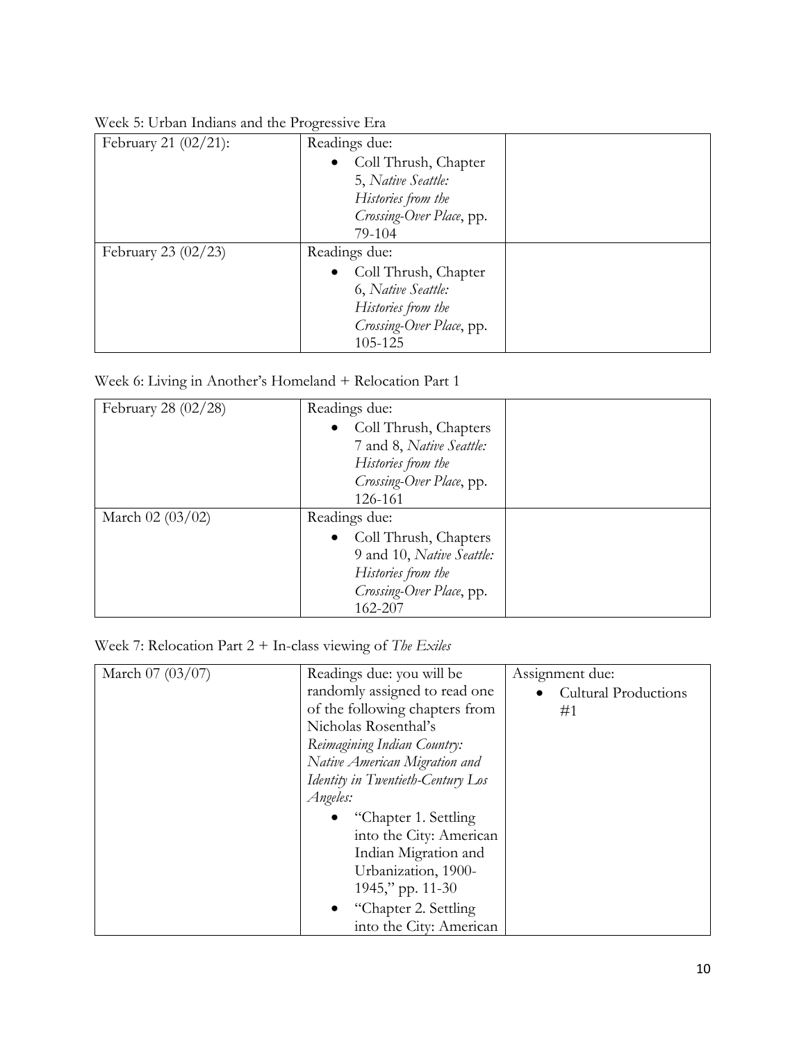Week 5: Urban Indians and the Progressive Era

| | | |
|---|---|---|
| February 21 (02/21): | Readings due:<br>• Coll Thrush, Chapter 5, *Native Seattle: Histories from the Crossing-Over Place*, pp. 79-104 | |
| February 23 (02/23) | Readings due:<br>• Coll Thrush, Chapter 6, *Native Seattle: Histories from the Crossing-Over Place*, pp. 105-125 | |

Week 6: Living in Another's Homeland + Relocation Part 1

| | | |
|---|---|---|
| February 28 (02/28) | Readings due:<br>• Coll Thrush, Chapters 7 and 8, *Native Seattle: Histories from the Crossing-Over Place*, pp. 126-161 | |
| March 02 (03/02) | Readings due:<br>• Coll Thrush, Chapters 9 and 10, *Native Seattle: Histories from the Crossing-Over Place*, pp. 162-207 | |

Week 7: Relocation Part 2 + In-class viewing of *The Exiles*

| | | |
|---|---|---|
| March 07 (03/07) | Readings due: you will be randomly assigned to read one of the following chapters from Nicholas Rosenthal's *Reimagining Indian Country: Native American Migration and Identity in Twentieth-Century Los Angeles:*<br>• "Chapter 1. Settling into the City: American Indian Migration and Urbanization, 1900-1945," pp. 11-30<br>• "Chapter 2. Settling into the City: American | Assignment due:<br>• Cultural Productions #1 |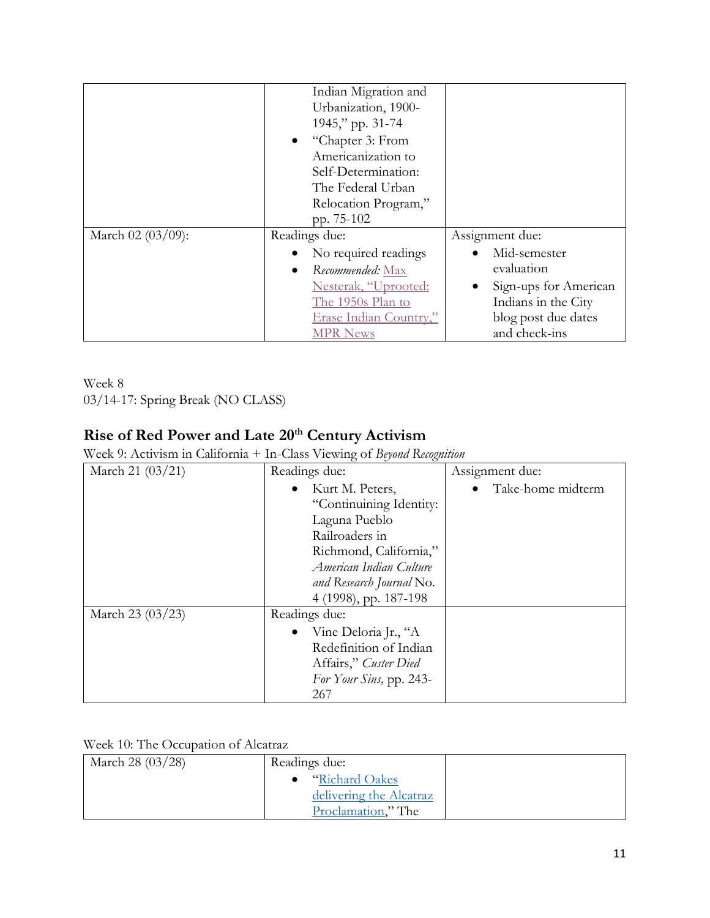| | | |
|---|---|---|
| | Indian Migration and Urbanization, 1900-1945," pp. 31-74<br>• "Chapter 3: From Americanization to Self-Determination: The Federal Urban Relocation Program," pp. 75-102 | |
| March 02 (03/09): | Readings due:<br>• No required readings<br>• *Recommended:* [Max Nesterak, "Uprooted: The 1950s Plan to Erase Indian Country," MPR News]() | Assignment due:<br>• Mid-semester evaluation<br>• Sign-ups for American Indians in the City blog post due dates and check-ins |

Week 8
03/14-17: Spring Break (NO CLASS)

## Rise of Red Power and Late 20th Century Activism

Week 9: Activism in California + In-Class Viewing of *Beyond Recognition*

| | | |
|---|---|---|
| March 21 (03/21) | Readings due:<br>• Kurt M. Peters, "Continuining Identity: Laguna Pueblo Railroaders in Richmond, California," *American Indian Culture and Research Journal* No. 4 (1998), pp. 187-198 | Assignment due:<br>• Take-home midterm |
| March 23 (03/23) | Readings due:<br>• Vine Deloria Jr., "A Redefinition of Indian Affairs," *Custer Died For Your Sins,* pp. 243-267 | |

Week 10: The Occupation of Alcatraz

| | | |
|---|---|---|
| March 28 (03/28) | Readings due:<br>• "[Richard Oakes delivering the Alcatraz Proclamation]()," The | |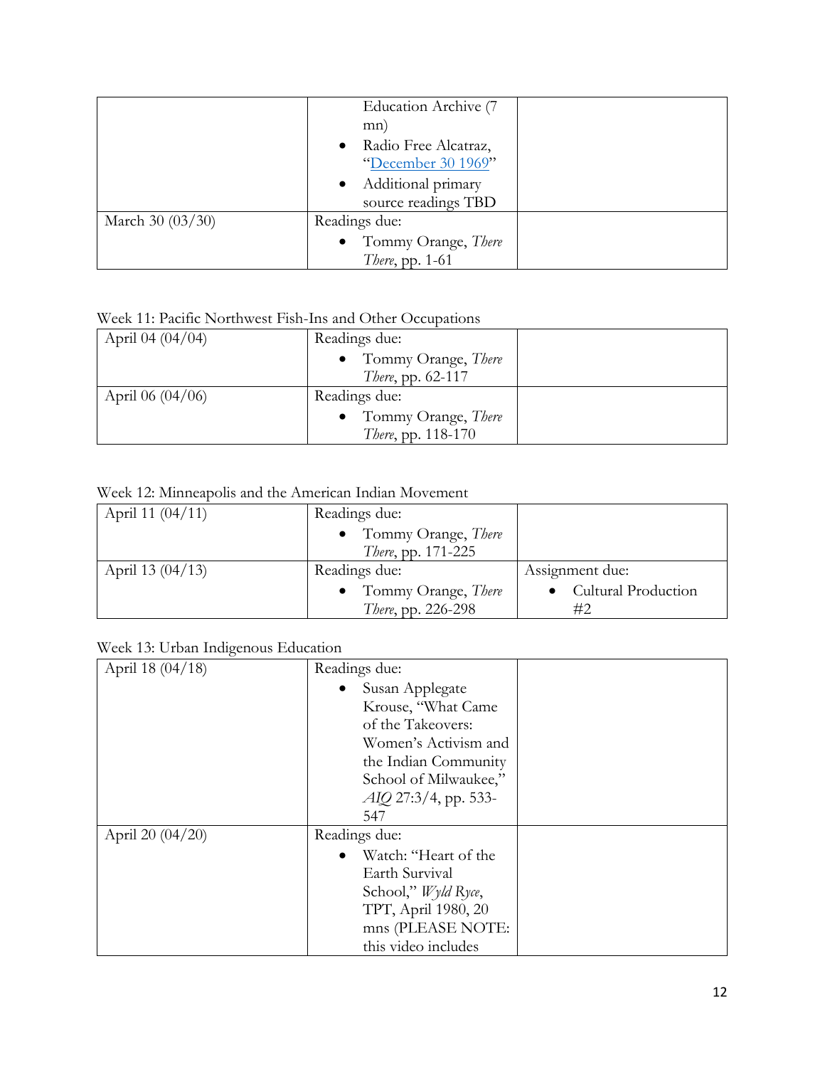| | | |
|---|---|---|
| | Education Archive (7 mn)<br>• Radio Free Alcatraz, "December 30 1969"<br>• Additional primary source readings TBD | |
| March 30 (03/30) | Readings due:<br>• Tommy Orange, *There There*, pp. 1-61 | |

Week 11: Pacific Northwest Fish-Ins and Other Occupations

| | | |
|---|---|---|
| April 04 (04/04) | Readings due:<br>• Tommy Orange, *There There*, pp. 62-117 | |
| April 06 (04/06) | Readings due:<br>• Tommy Orange, *There There*, pp. 118-170 | |

Week 12: Minneapolis and the American Indian Movement

| | | |
|---|---|---|
| April 11 (04/11) | Readings due:<br>• Tommy Orange, *There There*, pp. 171-225 | |
| April 13 (04/13) | Readings due:<br>• Tommy Orange, *There There*, pp. 226-298 | Assignment due:<br>• Cultural Production #2 |

Week 13: Urban Indigenous Education

| | | |
|---|---|---|
| April 18 (04/18) | Readings due:<br>• Susan Applegate Krouse, "What Came of the Takeovers: Women's Activism and the Indian Community School of Milwaukee," *AIQ* 27:3/4, pp. 533-547 | |
| April 20 (04/20) | Readings due:<br>• Watch: "Heart of the Earth Survival School," *Wyld Ryce*, TPT, April 1980, 20 mns (PLEASE NOTE: this video includes | |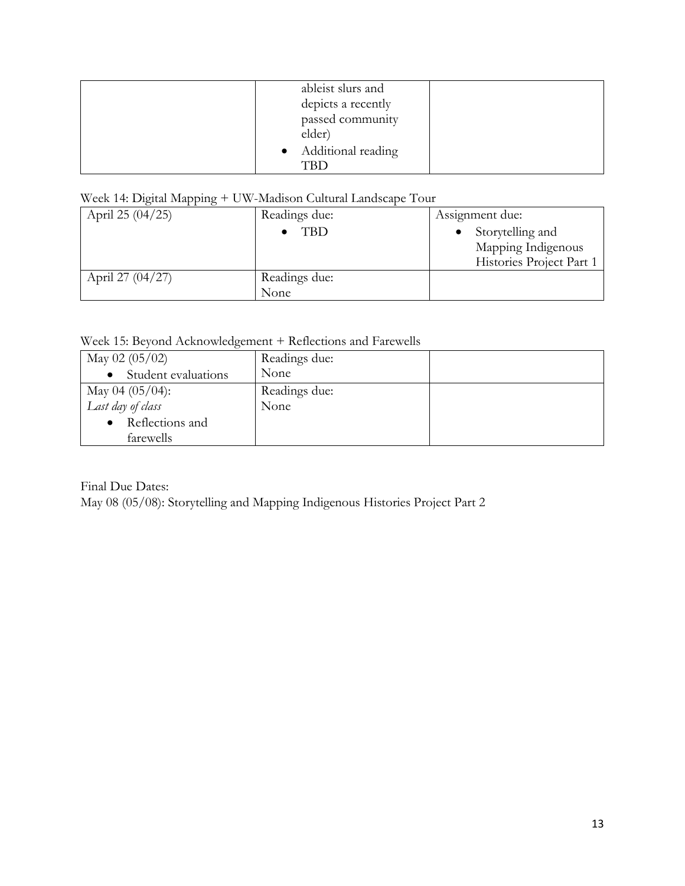| | | |
|---|---|---|
| | ableist slurs and depicts a recently passed community elder)<br>• Additional reading TBD | |

Week 14: Digital Mapping + UW-Madison Cultural Landscape Tour

| | | |
|---|---|---|
| April 25 (04/25) | Readings due:<br>• TBD | Assignment due:<br>• Storytelling and Mapping Indigenous Histories Project Part 1 |
| April 27 (04/27) | Readings due:<br>None | |

Week 15: Beyond Acknowledgement + Reflections and Farewells

| | | |
|---|---|---|
| May 02 (05/02)<br>• Student evaluations | Readings due:<br>None | |
| May 04 (05/04):<br>*Last day of class*<br>• Reflections and farewells | Readings due:<br>None | |

Final Due Dates:
May 08 (05/08): Storytelling and Mapping Indigenous Histories Project Part 2